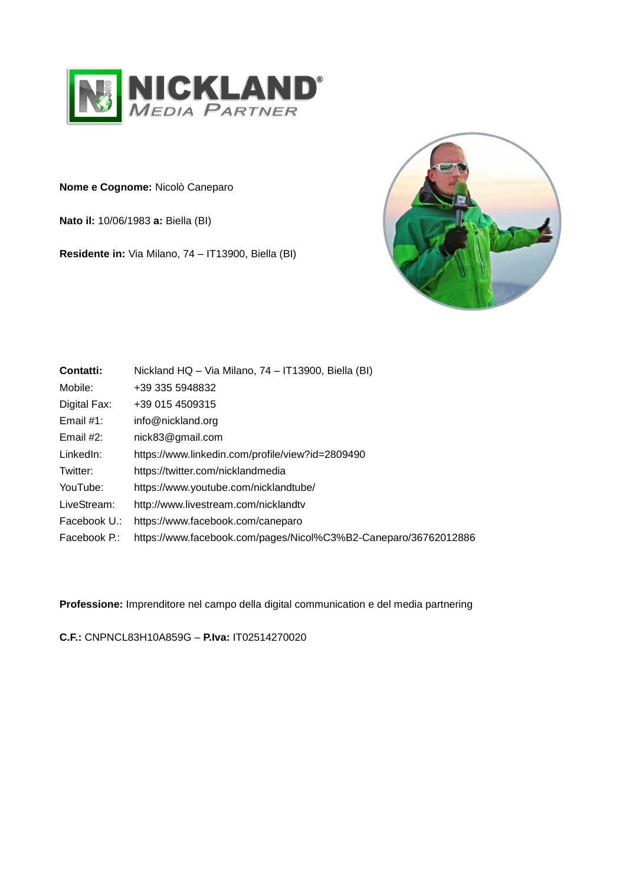**Nome e Cognome:** Nicolò Caneparo

**Nato il:** 10/06/1983 **a:** Biella (BI)

**Residente in:** Via Milano, 74 – IT13900, Biella (BI)

| **Contatti:** | Nickland HQ – Via Milano, 74 – IT13900, Biella (BI) |
|---|---|
| Mobile: | +39 335 5948832 |
| Digital Fax: | +39 015 4509315 |
| Email #1: | info@nickland.org |
| Email #2: | nick83@gmail.com |
| LinkedIn: | https://www.linkedin.com/profile/view?id=2809490 |
| Twitter: | https://twitter.com/nicklandmedia |
| YouTube: | https://www.youtube.com/nicklandtube/ |
| LiveStream: | http://www.livestream.com/nicklandtv |
| Facebook U.: | https://www.facebook.com/caneparo |
| Facebook P.: | https://www.facebook.com/pages/Nicol%C3%B2-Caneparo/36762012886 |

**Professione:** Imprenditore nel campo della digital communication e del media partnering

**C.F.:** CNPNCL83H10A859G – **P.Iva:** IT02514270020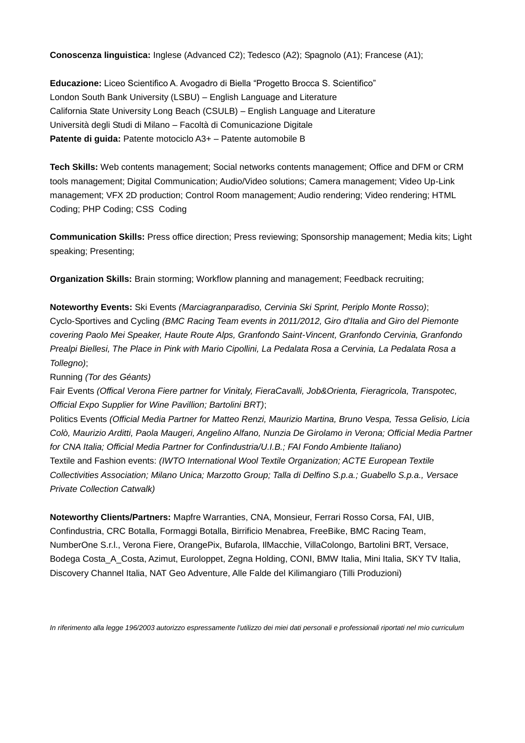**Conoscenza linguistica:** Inglese (Advanced C2); Tedesco (A2); Spagnolo (A1); Francese (A1);

**Educazione:** Liceo Scientifico A. Avogadro di Biella "Progetto Brocca S. Scientifico"
London South Bank University (LSBU) – English Language and Literature
California State University Long Beach (CSULB) – English Language and Literature
Università degli Studi di Milano – Facoltà di Comunicazione Digitale
**Patente di guida:** Patente motociclo A3+ – Patente automobile B

**Tech Skills:** Web contents management; Social networks contents management; Office and DFM or CRM tools management; Digital Communication; Audio/Video solutions; Camera management; Video Up-Link management; VFX 2D production; Control Room management; Audio rendering; Video rendering; HTML Coding; PHP Coding; CSS Coding

**Communication Skills:** Press office direction; Press reviewing; Sponsorship management; Media kits; Light speaking; Presenting;

**Organization Skills:** Brain storming; Workflow planning and management; Feedback recruiting;

**Noteworthy Events:** Ski Events *(Marciagranparadiso, Cervinia Ski Sprint, Periplo Monte Rosso)*;
Cyclo-Sportives and Cycling *(BMC Racing Team events in 2011/2012, Giro d'Italia and Giro del Piemonte covering Paolo Mei Speaker, Haute Route Alps, Granfondo Saint-Vincent, Granfondo Cervinia, Granfondo Prealpi Biellesi, The Place in Pink with Mario Cipollini, La Pedalata Rosa a Cervinia, La Pedalata Rosa a Tollegno)*;
Running *(Tor des Géants)*
Fair Events *(Offical Verona Fiere partner for Vinitaly, FieraCavalli, Job&Orienta, Fieragricola, Transpotec, Official Expo Supplier for Wine Pavillion; Bartolini BRT)*;
Politics Events *(Official Media Partner for Matteo Renzi, Maurizio Martina, Bruno Vespa, Tessa Gelisio, Licia Colò, Maurizio Arditti, Paola Maugeri, Angelino Alfano, Nunzia De Girolamo in Verona; Official Media Partner for CNA Italia; Official Media Partner for Confindustria/U.I.B.; FAI Fondo Ambiente Italiano)*
Textile and Fashion events: *(IWTO International Wool Textile Organization; ACTE European Textile Collectivities Association; Milano Unica; Marzotto Group; Talla di Delfino S.p.a.; Guabello S.p.a., Versace Private Collection Catwalk)*

**Noteworthy Clients/Partners:** Mapfre Warranties, CNA, Monsieur, Ferrari Rosso Corsa, FAI, UIB, Confindustria, CRC Botalla, Formaggi Botalla, Birrificio Menabrea, FreeBike, BMC Racing Team, NumberOne S.r.l., Verona Fiere, OrangePix, Bufarola, IlMacchie, VillaColongo, Bartolini BRT, Versace, Bodega Costa_A_Costa, Azimut, Euroloppet, Zegna Holding, CONI, BMW Italia, Mini Italia, SKY TV Italia, Discovery Channel Italia, NAT Geo Adventure, Alle Falde del Kilimangiaro (Tilli Produzioni)

*In riferimento alla legge 196/2003 autorizzo espressamente l'utilizzo dei miei dati personali e professionali riportati nel mio curriculum*